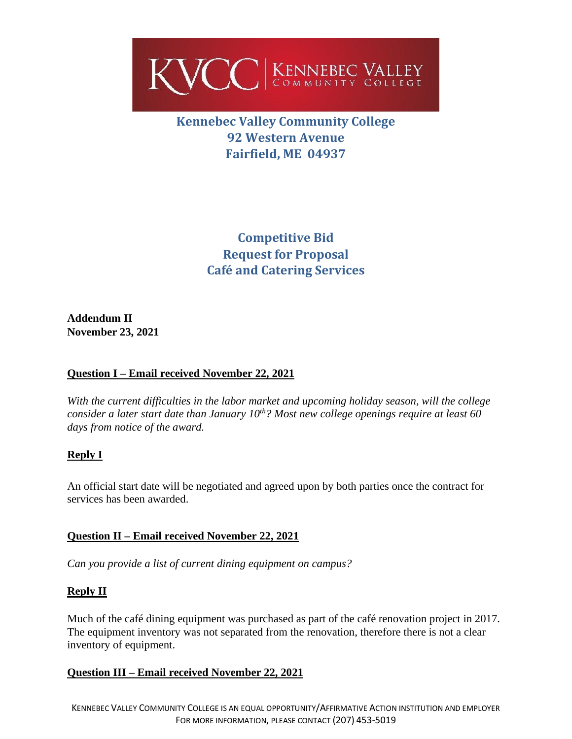KVCC | KENNEBEC VALLEY COMMUNITY COLLEGE

# Kennebec Valley Community College
# 92 Western Avenue
# Fairfield, ME 04937

## Competitive Bid
## Request for Proposal
## Café and Catering Services

**Addendum II**
**November 23, 2021**

**Question I – Email received November 22, 2021**

*With the current difficulties in the labor market and upcoming holiday season, will the college consider a later start date than January 10th? Most new college openings require at least 60 days from notice of the award.*

**Reply I**

An official start date will be negotiated and agreed upon by both parties once the contract for services has been awarded.

**Question II – Email received November 22, 2021**

*Can you provide a list of current dining equipment on campus?*

**Reply II**

Much of the café dining equipment was purchased as part of the café renovation project in 2017. The equipment inventory was not separated from the renovation, therefore there is not a clear inventory of equipment.

**Question III – Email received November 22, 2021**

KENNEBEC VALLEY COMMUNITY COLLEGE IS AN EQUAL OPPORTUNITY/AFFIRMATIVE ACTION INSTITUTION AND EMPLOYER
FOR MORE INFORMATION, PLEASE CONTACT (207) 453-5019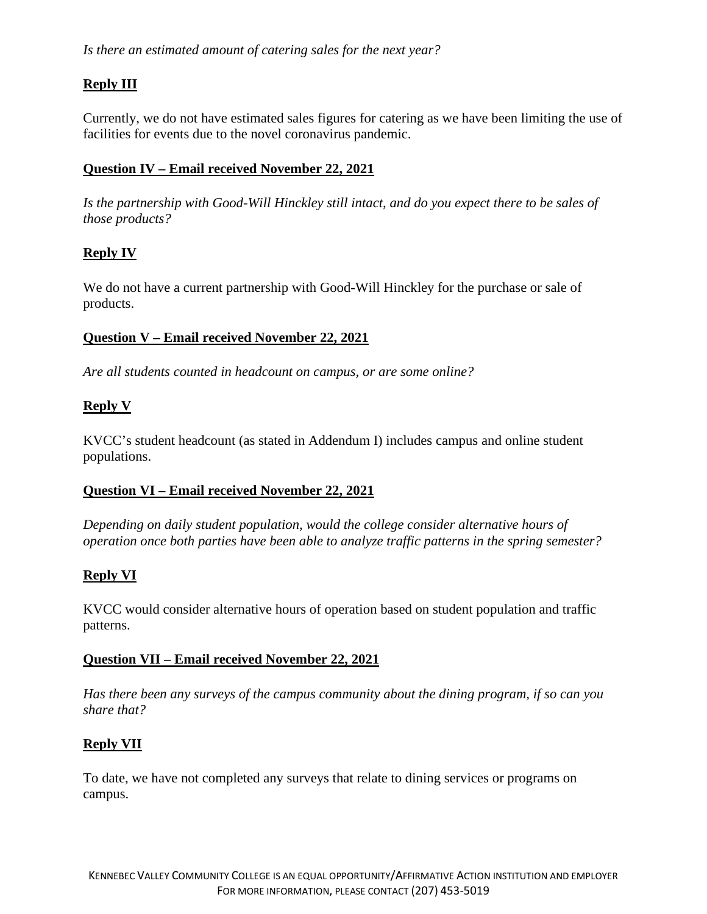*Is there an estimated amount of catering sales for the next year?*

**Reply III**

Currently, we do not have estimated sales figures for catering as we have been limiting the use of facilities for events due to the novel coronavirus pandemic.

**Question IV – Email received November 22, 2021**

*Is the partnership with Good-Will Hinckley still intact, and do you expect there to be sales of those products?*

**Reply IV**

We do not have a current partnership with Good-Will Hinckley for the purchase or sale of products.

**Question V – Email received November 22, 2021**

*Are all students counted in headcount on campus, or are some online?*

**Reply V**

KVCC's student headcount (as stated in Addendum I) includes campus and online student populations.

**Question VI – Email received November 22, 2021**

*Depending on daily student population, would the college consider alternative hours of operation once both parties have been able to analyze traffic patterns in the spring semester?*

**Reply VI**

KVCC would consider alternative hours of operation based on student population and traffic patterns.

**Question VII – Email received November 22, 2021**

*Has there been any surveys of the campus community about the dining program, if so can you share that?*

**Reply VII**

To date, we have not completed any surveys that relate to dining services or programs on campus.